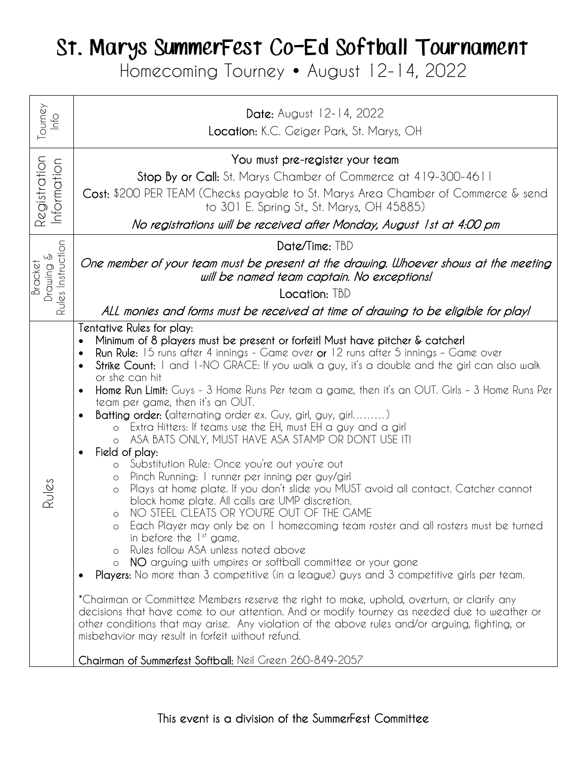# St. Marys SummerFest Co-Ed Softball Tournament

## Homecoming Tourney • August 12-14, 2022

### Tourney Info

**Date:** August 12-14, 2022

**Location:** K.C. Geiger Park, St. Marys, OH

### Registration Information

**You must pre-register your team**

**Stop By or Call:** St. Marys Chamber of Commerce at 419-300-4611

**Cost:** $200 PER TEAM (Checks payable to St. Marys Area Chamber of Commerce & send to 301 E. Spring St., St. Marys, OH 45885)

*No registrations will be received after Monday, August 1st at 4:00 pm*

### Bracket Drawing & Rules Instruction

**Date/Time:** TBD

*One member of your team must be present at the drawing. Whoever shows at the meeting will be named team captain. No exceptions!*

**Location:** TBD

*ALL monies and forms must be received at time of drawing to be eligible for play!*

### Rules

**Tentative Rules for play:**

- **Minimum of 8 players must be present or forfeit! Must have pitcher & catcher!**
- **Run Rule:** 15 runs after 4 innings - Game over **or** 12 runs after 5 innings – Game over
- **Strike Count:** 1 and 1-NO GRACE: If you walk a guy, it's a double and the girl can also walk or she can hit
- **Home Run Limit:** Guys - 3 Home Runs Per team a game, then it's an OUT. Girls – 3 Home Runs Per team per game, then it's an OUT.
- **Batting order:** (alternating order ex. Guy, girl, guy, girl………)
  - Extra Hitters: If teams use the EH, must EH a guy and a girl
  - ASA BATS ONLY, MUST HAVE ASA STAMP OR DON'T USE IT!
- **Field of play:**
  - Substitution Rule: Once you're out you're out
  - Pinch Running: 1 runner per inning per guy/girl
  - Plays at home plate. If you don't slide you MUST avoid all contact. Catcher cannot block home plate. All calls are UMP discretion.
  - NO STEEL CLEATS OR YOU'RE OUT OF THE GAME
  - Each Player may only be on 1 homecoming team roster and all rosters must be turned in before the 1st game.
  - Rules follow ASA unless noted above
  - **NO** arguing with umpires or softball committee or your gone
- **Players:** No more than 3 competitive (in a league) guys and 3 competitive girls per team.

*Chairman or Committee Members reserve the right to make, uphold, overturn, or clarify any decisions that have come to our attention. And or modify tourney as needed due to weather or other conditions that may arise. Any violation of the above rules and/or arguing, fighting, or misbehavior may result in forfeit without refund.

**Chairman of Summerfest Softball:** Neil Green 260-849-2057

This event is a division of the SummerFest Committee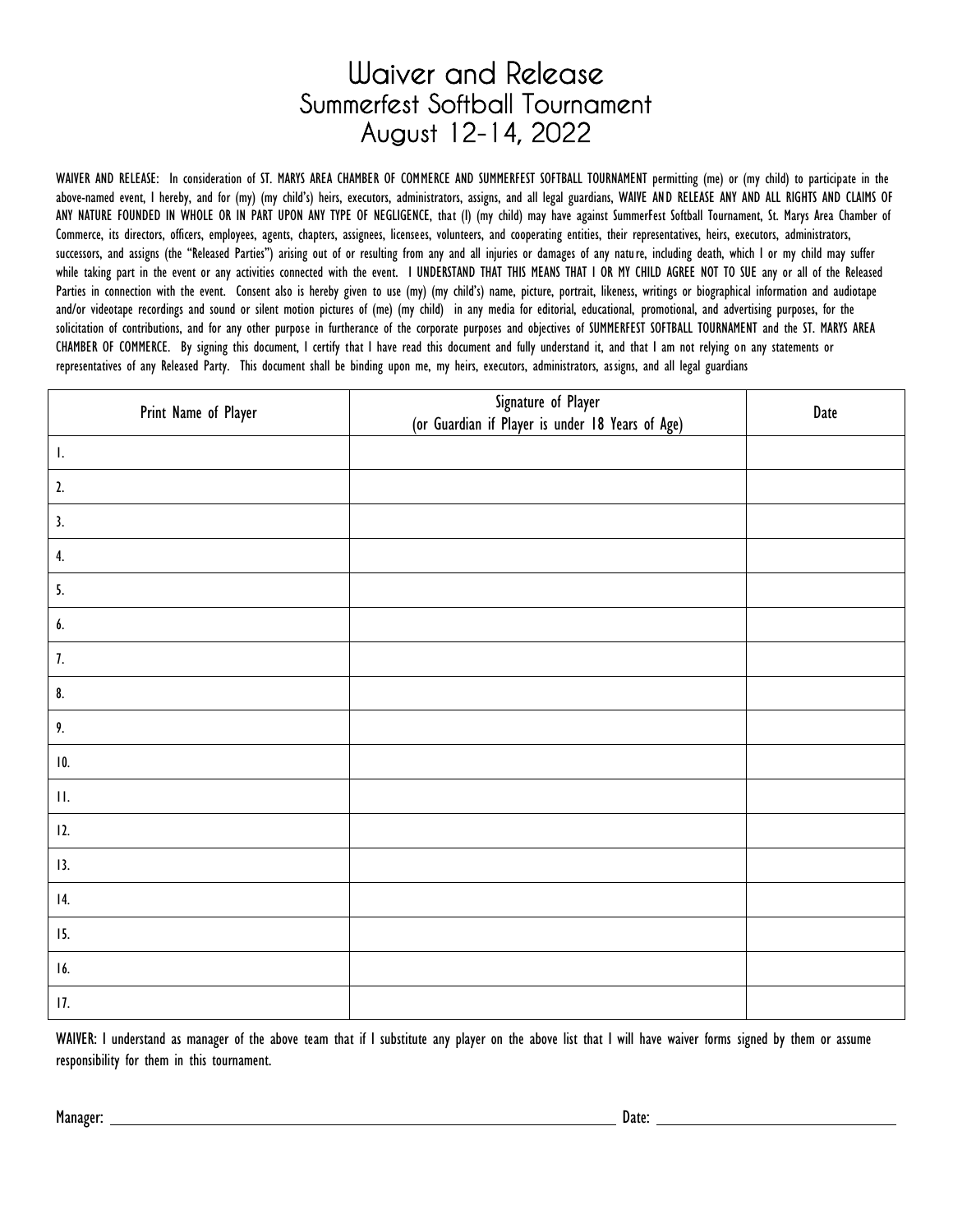# Waiver and Release
## Summerfest Softball Tournament
## August 12-14, 2022

WAIVER AND RELEASE: In consideration of ST. MARYS AREA CHAMBER OF COMMERCE AND SUMMERFEST SOFTBALL TOURNAMENT permitting (me) or (my child) to participate in the above-named event, I hereby, and for (my) (my child's) heirs, executors, administrators, assigns, and all legal guardians, WAIVE AND RELEASE ANY AND ALL RIGHTS AND CLAIMS OF ANY NATURE FOUNDED IN WHOLE OR IN PART UPON ANY TYPE OF NEGLIGENCE, that (I) (my child) may have against SummerFest Softball Tournament, St. Marys Area Chamber of Commerce, its directors, officers, employees, agents, chapters, assignees, licensees, volunteers, and cooperating entities, their representatives, heirs, executors, administrators, successors, and assigns (the "Released Parties") arising out of or resulting from any and all injuries or damages of any nature, including death, which I or my child may suffer while taking part in the event or any activities connected with the event. I UNDERSTAND THAT THIS MEANS THAT I OR MY CHILD AGREE NOT TO SUE any or all of the Released Parties in connection with the event. Consent also is hereby given to use (my) (my child's) name, picture, portrait, likeness, writings or biographical information and audiotape and/or videotape recordings and sound or silent motion pictures of (me) (my child) in any media for editorial, educational, promotional, and advertising purposes, for the solicitation of contributions, and for any other purpose in furtherance of the corporate purposes and objectives of SUMMERFEST SOFTBALL TOURNAMENT and the ST. MARYS AREA CHAMBER OF COMMERCE. By signing this document, I certify that I have read this document and fully understand it, and that I am not relying on any statements or representatives of any Released Party. This document shall be binding upon me, my heirs, executors, administrators, assigns, and all legal guardians

| Print Name of Player | Signature of Player (or Guardian if Player is under 18 Years of Age) | Date |
|---|---|---|
| 1. | | |
| 2. | | |
| 3. | | |
| 4. | | |
| 5. | | |
| 6. | | |
| 7. | | |
| 8. | | |
| 9. | | |
| 10. | | |
| 11. | | |
| 12. | | |
| 13. | | |
| 14. | | |
| 15. | | |
| 16. | | |
| 17. | | |

WAIVER: I understand as manager of the above team that if I substitute any player on the above list that I will have waiver forms signed by them or assume responsibility for them in this tournament.

Manager: ______________________________ Date: ______________